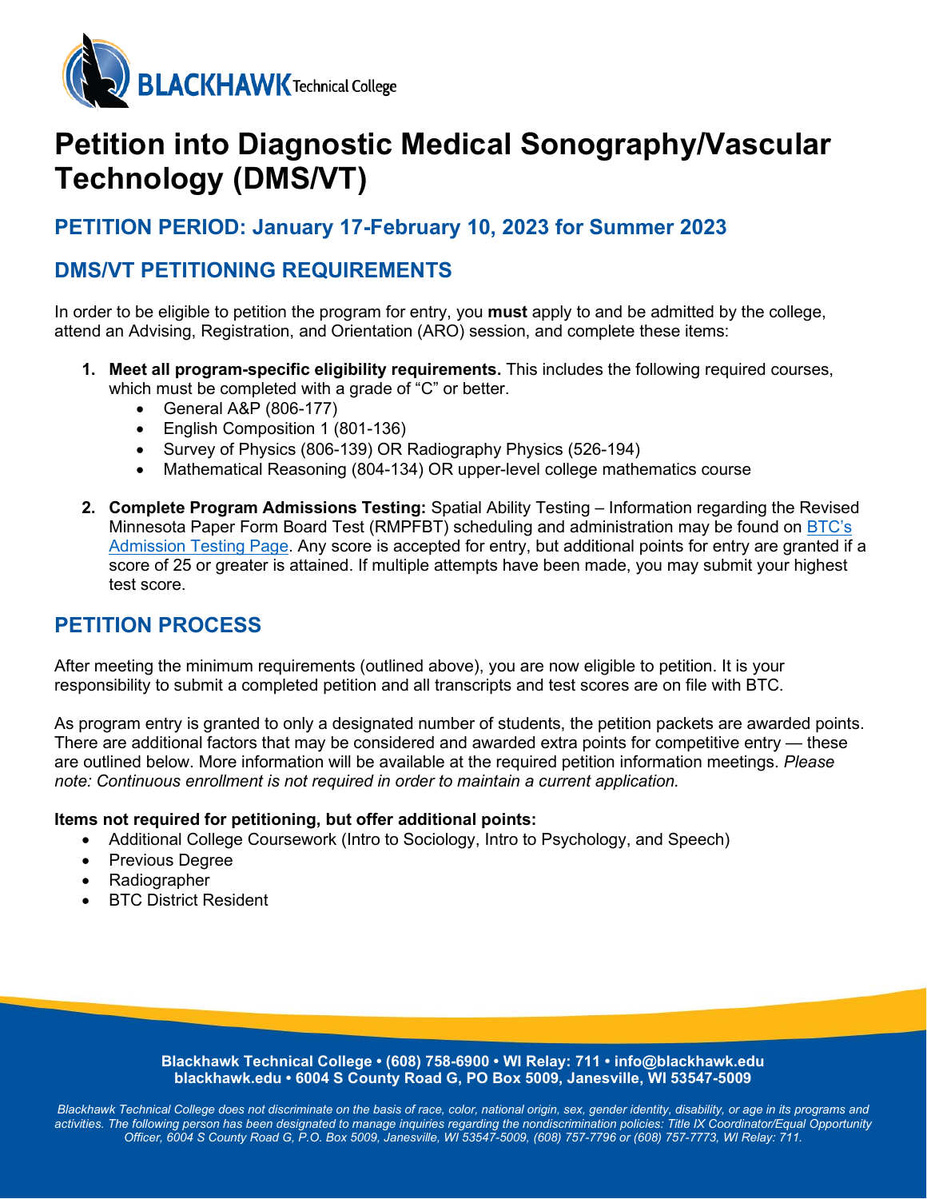# Petition into Diagnostic Medical Sonography/Vascular Technology (DMS/VT)

## PETITION PERIOD: January 17-February 10, 2023 for Summer 2023

## DMS/VT PETITIONING REQUIREMENTS

In order to be eligible to petition the program for entry, you **must** apply to and be admitted by the college, attend an Advising, Registration, and Orientation (ARO) session, and complete these items:

1. **Meet all program-specific eligibility requirements.** This includes the following required courses, which must be completed with a grade of "C" or better.
   - General A&P (806-177)
   - English Composition 1 (801-136)
   - Survey of Physics (806-139) OR Radiography Physics (526-194)
   - Mathematical Reasoning (804-134) OR upper-level college mathematics course

2. **Complete Program Admissions Testing:** Spatial Ability Testing – Information regarding the Revised Minnesota Paper Form Board Test (RMPFBT) scheduling and administration may be found on BTC's Admission Testing Page. Any score is accepted for entry, but additional points for entry are granted if a score of 25 or greater is attained. If multiple attempts have been made, you may submit your highest test score.

## PETITION PROCESS

After meeting the minimum requirements (outlined above), you are now eligible to petition. It is your responsibility to submit a completed petition and all transcripts and test scores are on file with BTC.

As program entry is granted to only a designated number of students, the petition packets are awarded points. There are additional factors that may be considered and awarded extra points for competitive entry — these are outlined below. More information will be available at the required petition information meetings. *Please note: Continuous enrollment is not required in order to maintain a current application.*

**Items not required for petitioning, but offer additional points:**

- Additional College Coursework (Intro to Sociology, Intro to Psychology, and Speech)
- Previous Degree
- Radiographer
- BTC District Resident

**Blackhawk Technical College • (608) 758-6900 • WI Relay: 711 • info@blackhawk.edu**
**blackhawk.edu • 6004 S County Road G, PO Box 5009, Janesville, WI 53547-5009**

*Blackhawk Technical College does not discriminate on the basis of race, color, national origin, sex, gender identity, disability, or age in its programs and activities. The following person has been designated to manage inquiries regarding the nondiscrimination policies: Title IX Coordinator/Equal Opportunity Officer, 6004 S County Road G, P.O. Box 5009, Janesville, WI 53547-5009, (608) 757-7796 or (608) 757-7773, WI Relay: 711.*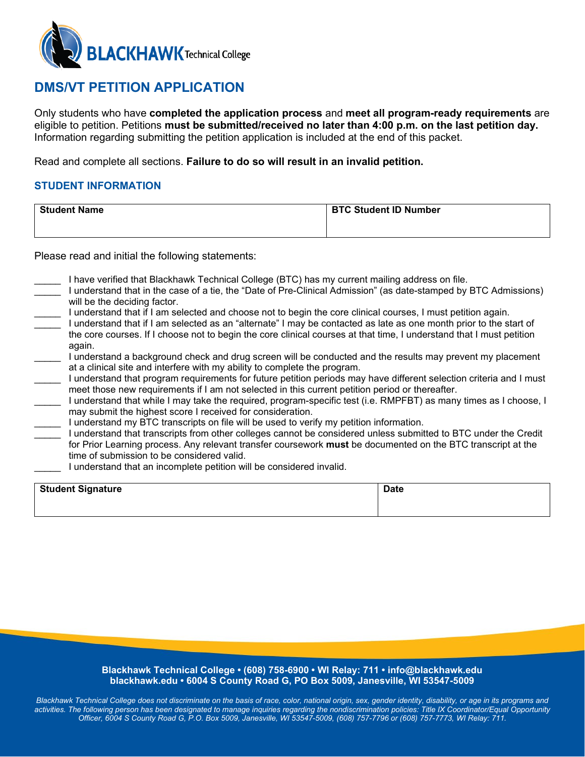# DMS/VT PETITION APPLICATION

Only students who have **completed the application process** and **meet all program-ready requirements** are eligible to petition. Petitions **must be submitted/received no later than 4:00 p.m. on the last petition day.** Information regarding submitting the petition application is included at the end of this packet.

Read and complete all sections. **Failure to do so will result in an invalid petition.**

## STUDENT INFORMATION

| Student Name | BTC Student ID Number |
|---|---|
| | |

Please read and initial the following statements:

_____ I have verified that Blackhawk Technical College (BTC) has my current mailing address on file.

_____ I understand that in the case of a tie, the "Date of Pre-Clinical Admission" (as date-stamped by BTC Admissions) will be the deciding factor.

_____ I understand that if I am selected and choose not to begin the core clinical courses, I must petition again.

_____ I understand that if I am selected as an "alternate" I may be contacted as late as one month prior to the start of the core courses. If I choose not to begin the core clinical courses at that time, I understand that I must petition again.

_____ I understand a background check and drug screen will be conducted and the results may prevent my placement at a clinical site and interfere with my ability to complete the program.

_____ I understand that program requirements for future petition periods may have different selection criteria and I must meet those new requirements if I am not selected in this current petition period or thereafter.

_____ I understand that while I may take the required, program-specific test (i.e. RMPFBT) as many times as I choose, I may submit the highest score I received for consideration.

_____ I understand my BTC transcripts on file will be used to verify my petition information.

_____ I understand that transcripts from other colleges cannot be considered unless submitted to BTC under the Credit for Prior Learning process. Any relevant transfer coursework **must** be documented on the BTC transcript at the time of submission to be considered valid.

_____ I understand that an incomplete petition will be considered invalid.

| Student Signature | Date |
|---|---|
| | |

**Blackhawk Technical College • (608) 758-6900 • WI Relay: 711 • info@blackhawk.edu**
**blackhawk.edu • 6004 S County Road G, PO Box 5009, Janesville, WI 53547-5009**

*Blackhawk Technical College does not discriminate on the basis of race, color, national origin, sex, gender identity, disability, or age in its programs and activities. The following person has been designated to manage inquiries regarding the nondiscrimination policies: Title IX Coordinator/Equal Opportunity Officer, 6004 S County Road G, P.O. Box 5009, Janesville, WI 53547-5009, (608) 757-7796 or (608) 757-7773, WI Relay: 711.*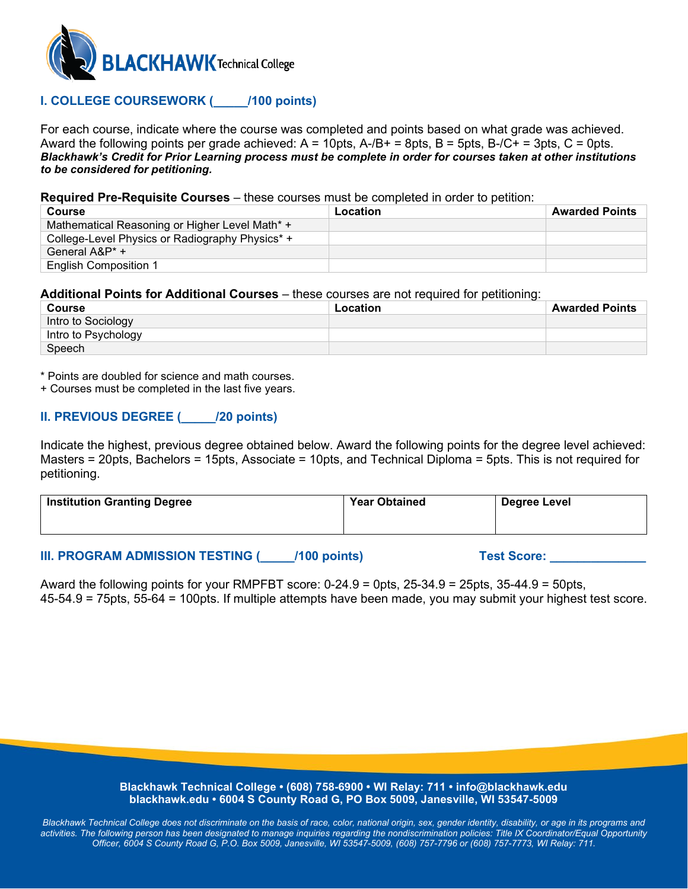## I. COLLEGE COURSEWORK (_____/100 points)

For each course, indicate where the course was completed and points based on what grade was achieved. Award the following points per grade achieved: A = 10pts, A-/B+ = 8pts, B = 5pts, B-/C+ = 3pts, C = 0pts.
***Blackhawk's Credit for Prior Learning process must be complete in order for courses taken at other institutions to be considered for petitioning.***

**Required Pre-Requisite Courses** – these courses must be completed in order to petition:

| Course | Location | Awarded Points |
|---|---|---|
| Mathematical Reasoning or Higher Level Math* + | | |
| College-Level Physics or Radiography Physics* + | | |
| General A&P* + | | |
| English Composition 1 | | |

**Additional Points for Additional Courses** – these courses are not required for petitioning:

| Course | Location | Awarded Points |
|---|---|---|
| Intro to Sociology | | |
| Intro to Psychology | | |
| Speech | | |

\* Points are doubled for science and math courses.
\+ Courses must be completed in the last five years.

## II. PREVIOUS DEGREE (_____/20 points)

Indicate the highest, previous degree obtained below. Award the following points for the degree level achieved: Masters = 20pts, Bachelors = 15pts, Associate = 10pts, and Technical Diploma = 5pts. This is not required for petitioning.

| Institution Granting Degree | Year Obtained | Degree Level |
|---|---|---|
| | | |

## III. PROGRAM ADMISSION TESTING (_____/100 points) Test Score: ______________

Award the following points for your RMPFBT score: 0-24.9 = 0pts, 25-34.9 = 25pts, 35-44.9 = 50pts, 45-54.9 = 75pts, 55-64 = 100pts. If multiple attempts have been made, you may submit your highest test score.

**Blackhawk Technical College • (608) 758-6900 • WI Relay: 711 • info@blackhawk.edu**
**blackhawk.edu • 6004 S County Road G, PO Box 5009, Janesville, WI 53547-5009**

*Blackhawk Technical College does not discriminate on the basis of race, color, national origin, sex, gender identity, disability, or age in its programs and activities. The following person has been designated to manage inquiries regarding the nondiscrimination policies: Title IX Coordinator/Equal Opportunity Officer, 6004 S County Road G, P.O. Box 5009, Janesville, WI 53547-5009, (608) 757-7796 or (608) 757-7773, WI Relay: 711.*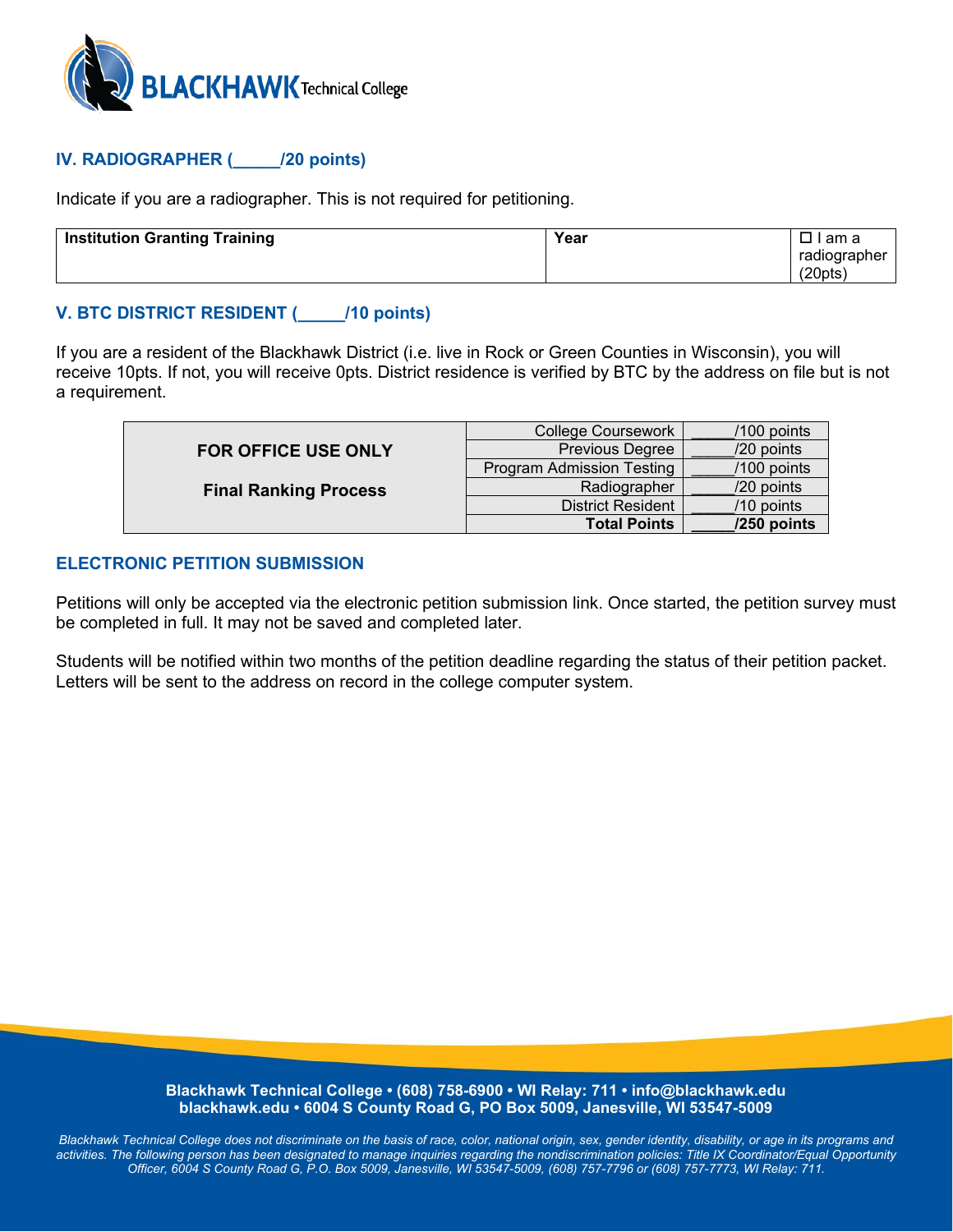## IV. RADIOGRAPHER (_____/20 points)

Indicate if you are a radiographer. This is not required for petitioning.

| Institution Granting Training | Year | ☐ I am a radiographer (20pts) |
|---|---|---|
| | | |

## V. BTC DISTRICT RESIDENT (_____/10 points)

If you are a resident of the Blackhawk District (i.e. live in Rock or Green Counties in Wisconsin), you will receive 10pts. If not, you will receive 0pts. District residence is verified by BTC by the address on file but is not a requirement.

| | | |
|---|---|---|
| **FOR OFFICE USE ONLY** | College Coursework | _____/100 points |
| | Previous Degree | _____/20 points |
| | Program Admission Testing | _____/100 points |
| **Final Ranking Process** | Radiographer | _____/20 points |
| | District Resident | _____/10 points |
| | **Total Points** | **_____/250 points** |

## ELECTRONIC PETITION SUBMISSION

Petitions will only be accepted via the electronic petition submission link. Once started, the petition survey must be completed in full. It may not be saved and completed later.

Students will be notified within two months of the petition deadline regarding the status of their petition packet. Letters will be sent to the address on record in the college computer system.

**Blackhawk Technical College • (608) 758-6900 • WI Relay: 711 • info@blackhawk.edu**
**blackhawk.edu • 6004 S County Road G, PO Box 5009, Janesville, WI 53547-5009**

*Blackhawk Technical College does not discriminate on the basis of race, color, national origin, sex, gender identity, disability, or age in its programs and activities. The following person has been designated to manage inquiries regarding the nondiscrimination policies: Title IX Coordinator/Equal Opportunity Officer, 6004 S County Road G, P.O. Box 5009, Janesville, WI 53547-5009, (608) 757-7796 or (608) 757-7773, WI Relay: 711.*